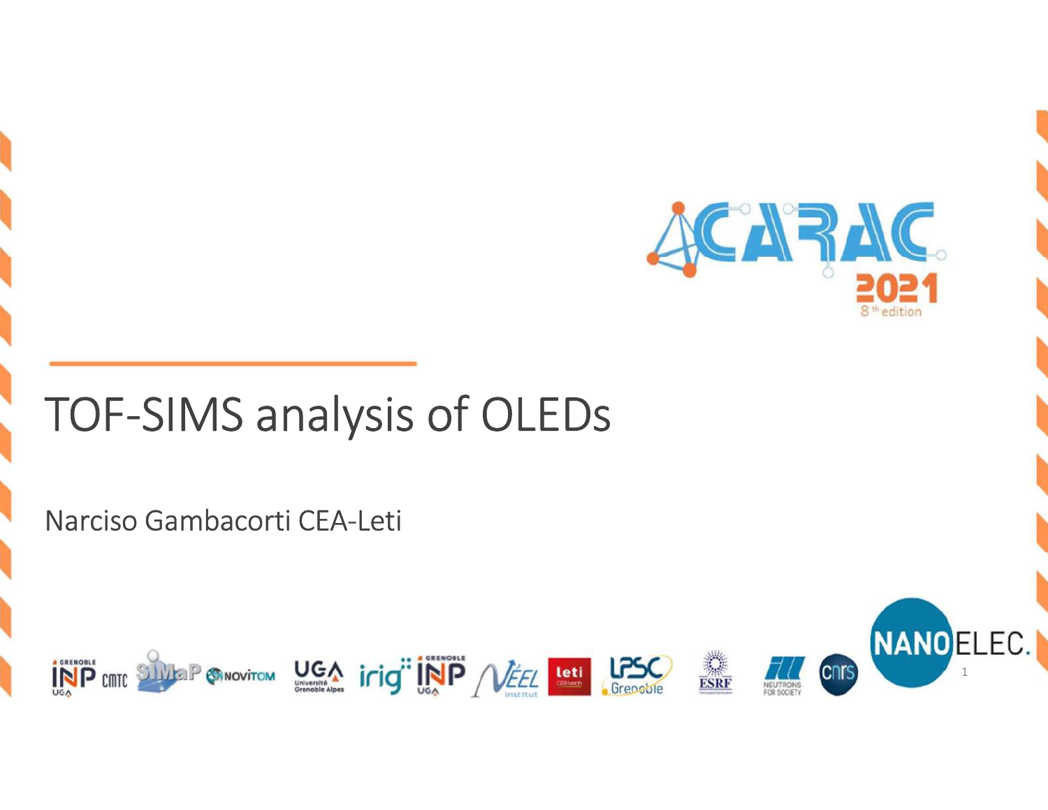# TOF-SIMS analysis of OLEDs

Narciso Gambacorti CEA-Leti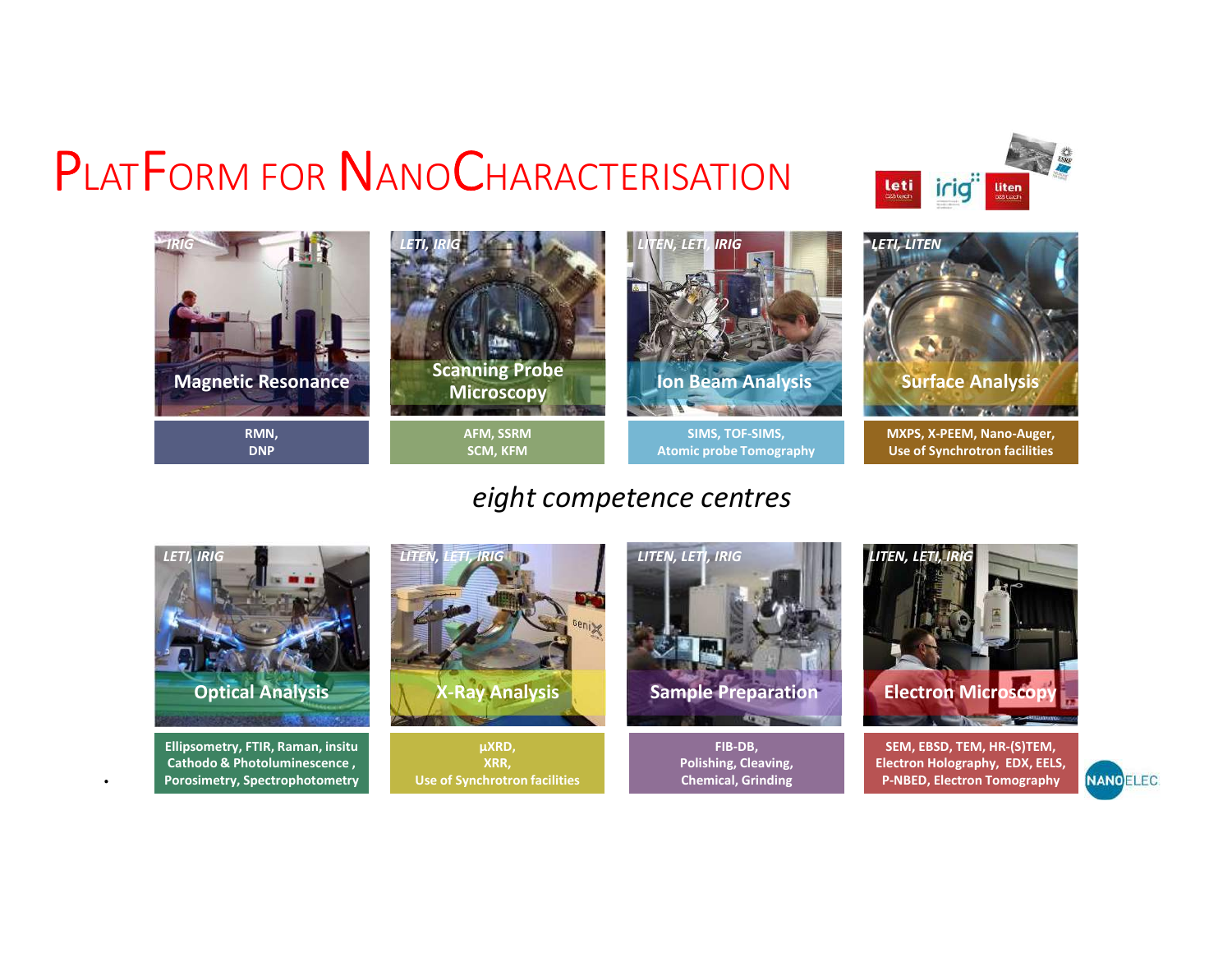# PLATFORM FOR NANOCHARACTERISATION

leti irig liten

*IRIG*

**Magnetic Resonance**

**RMN,**
**DNP**

*LETI, IRIG*

**Scanning Probe Microscopy**

**AFM, SSRM**
**SCM, KFM**

*LITEN, LETI, IRIG*

**Ion Beam Analysis**

**SIMS, TOF-SIMS,**
**Atomic probe Tomography**

*LETI, LITEN*

**Surface Analysis**

**MXPS, X-PEEM, Nano-Auger,**
**Use of Synchrotron facilities**

*eight competence centres*

*LETI, IRIG*

**Optical Analysis**

**Ellipsometry, FTIR, Raman, insitu Cathodo & Photoluminescence , Porosimetry, Spectrophotometry**

*LITEN, LETI, IRIG*

**X-Ray Analysis**

**µXRD,**
**XRR,**
**Use of Synchrotron facilities**

*LITEN, LETI, IRIG*

**Sample Preparation**

**FIB-DB,**
**Polishing, Cleaving,**
**Chemical, Grinding**

*LITEN, LETI, IRIG*

**Electron Microscopy**

**SEM, EBSD, TEM, HR-(S)TEM,**
**Electron Holography, EDX, EELS,**
**P-NBED, Electron Tomography**

NANOELEC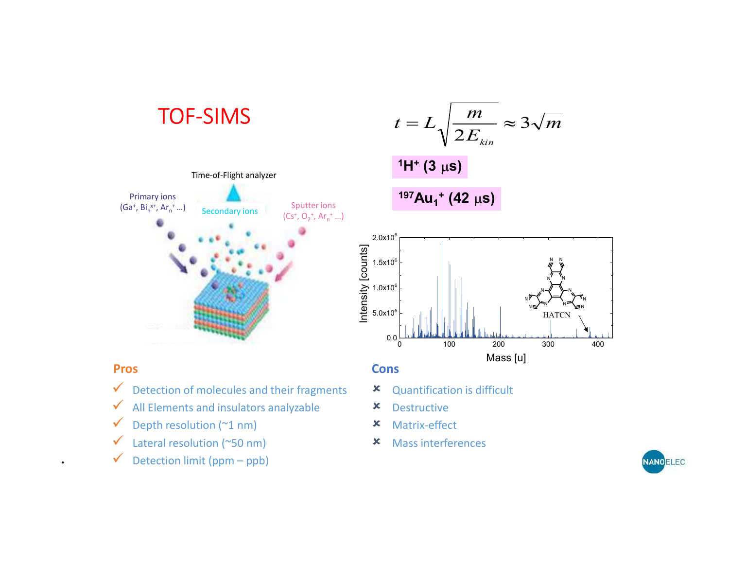# TOF-SIMS

$$t = L\sqrt{\frac{m}{2E_{kin}}} \approx 3\sqrt{m}$$

**$^{1}H^{+}$ (3 μs)**

**$^{197}Au_{1}^{+}$ (42 μs)**

Time-of-Flight analyzer

Primary ions ($Ga^{+}$, $Bi_{n}^{x+}$, $Ar_{n}^{+}$ ...)

Secondary ions

Sputter ions ($Cs^{+}$, $O_{2}^{+}$, $Ar_{n}^{+}$ ...)

## Pros

- ✓ Detection of molecules and their fragments
- ✓ All Elements and insulators analyzable
- ✓ Depth resolution (~1 nm)
- ✓ Lateral resolution (~50 nm)
- ✓ Detection limit (ppm – ppb)

## Cons

- ✗ Quantification is difficult
- ✗ Destructive
- ✗ Matrix-effect
- ✗ Mass interferences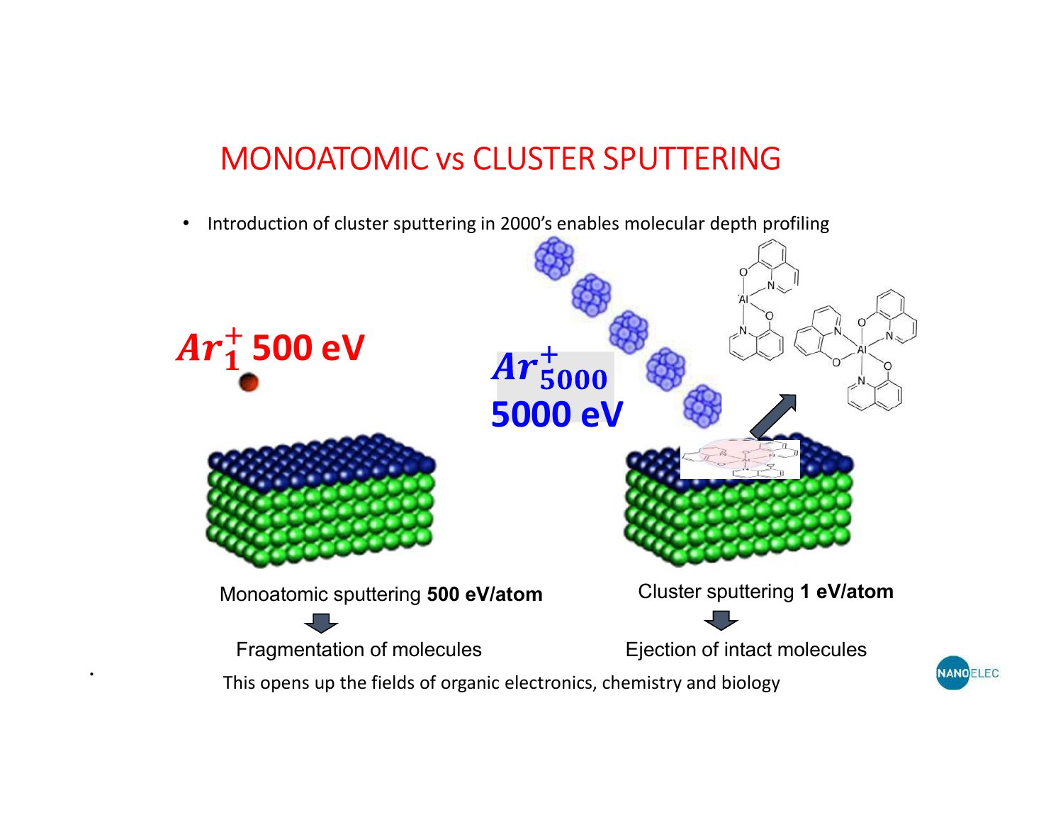# MONOATOMIC vs CLUSTER SPUTTERING

- Introduction of cluster sputtering in 2000's enables molecular depth profiling

$Ar_1^+$ **500 eV**

$Ar_{5000}^+$ **5000 eV**

Monoatomic sputtering **500 eV/atom**

Fragmentation of molecules

Cluster sputtering **1 eV/atom**

Ejection of intact molecules

- This opens up the fields of organic electronics, chemistry and biology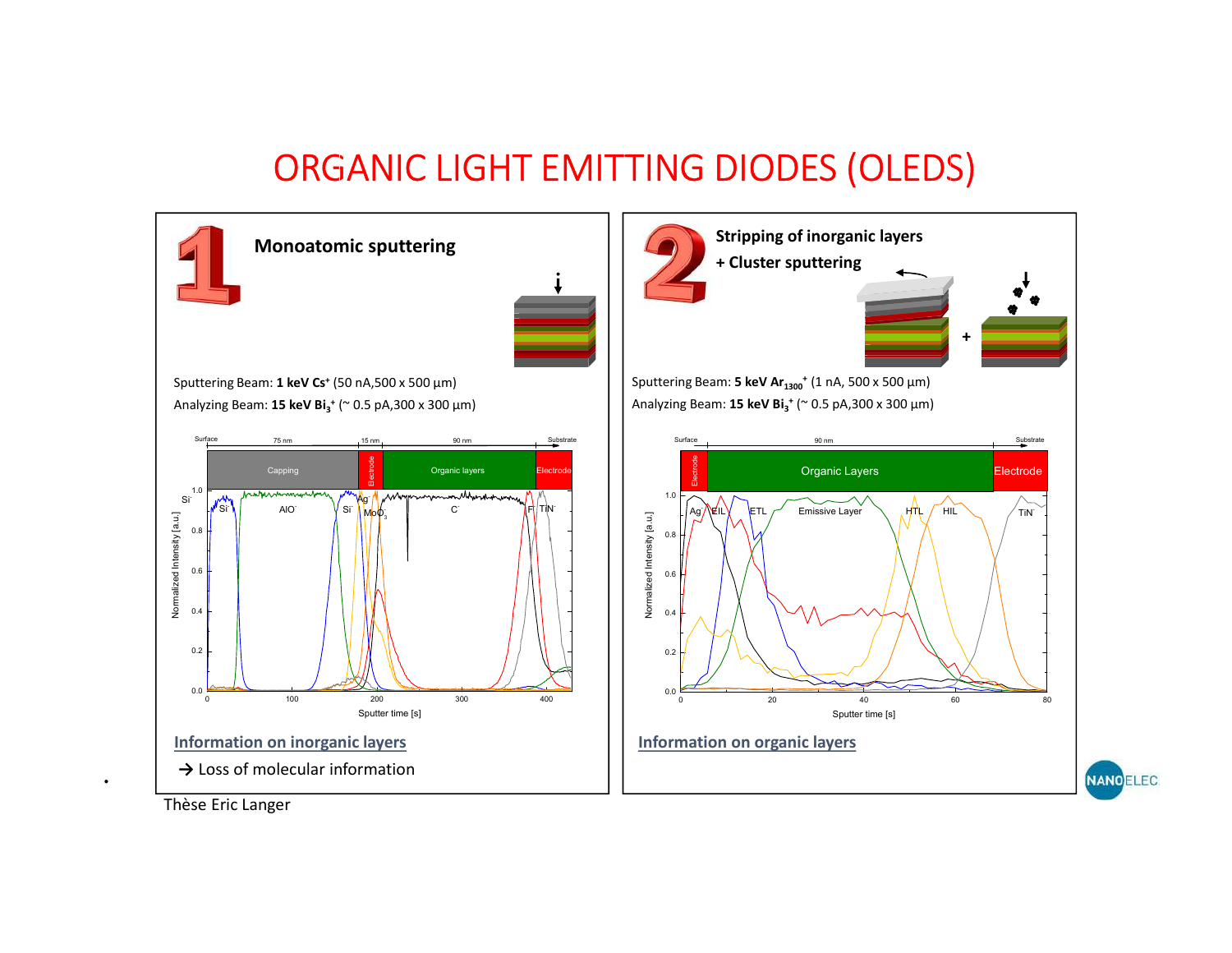# ORGANIC LIGHT EMITTING DIODES (OLEDS)

## 1 Monoatomic sputtering

Sputtering Beam: **1 keV Cs⁺** (50 nA, 500 x 500 µm)

Analyzing Beam: **15 keV $Bi_3^+$** (~ 0.5 pA, 300 x 300 µm)

**Information on inorganic layers**

→ Loss of molecular information

## 2 Stripping of inorganic layers + Cluster sputtering

Sputtering Beam: **5 keV $Ar_{1300}^+$** (1 nA, 500 x 500 µm)

Analyzing Beam: **15 keV $Bi_3^+$** (~ 0.5 pA, 300 x 300 µm)

**Information on organic layers**

Thèse Eric Langer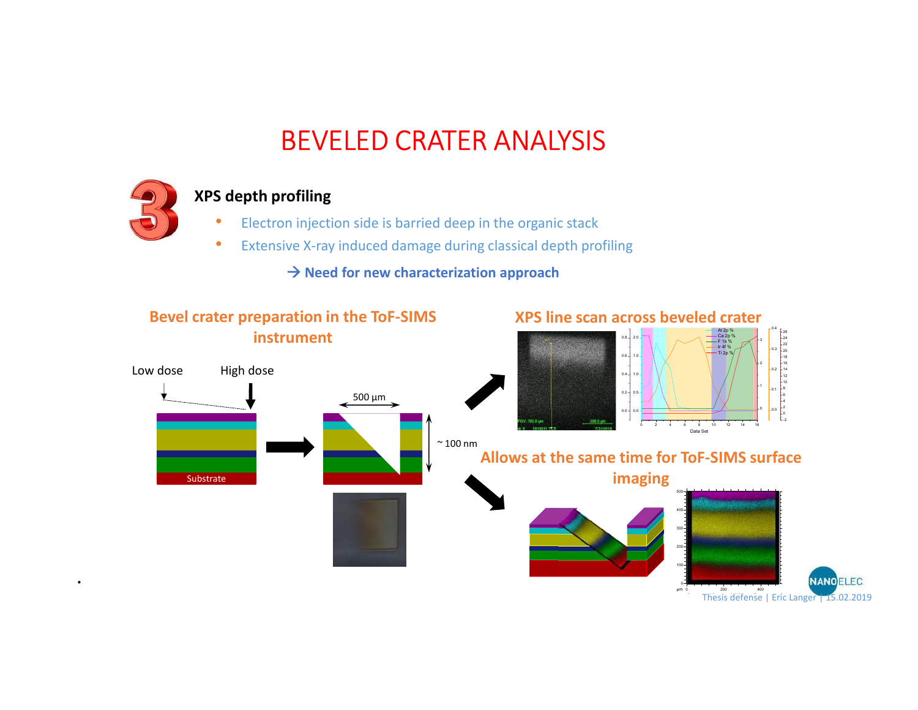# BEVELED CRATER ANALYSIS

**3** **XPS depth profiling**

- Electron injection side is barried deep in the organic stack
- Extensive X-ray induced damage during classical depth profiling

→ **Need for new characterization approach**

**Bevel crater preparation in the ToF-SIMS instrument**

Low dose High dose

Substrate

500 µm

~ 100 nm

**XPS line scan across beveled crater**

**Allows at the same time for ToF-SIMS surface imaging**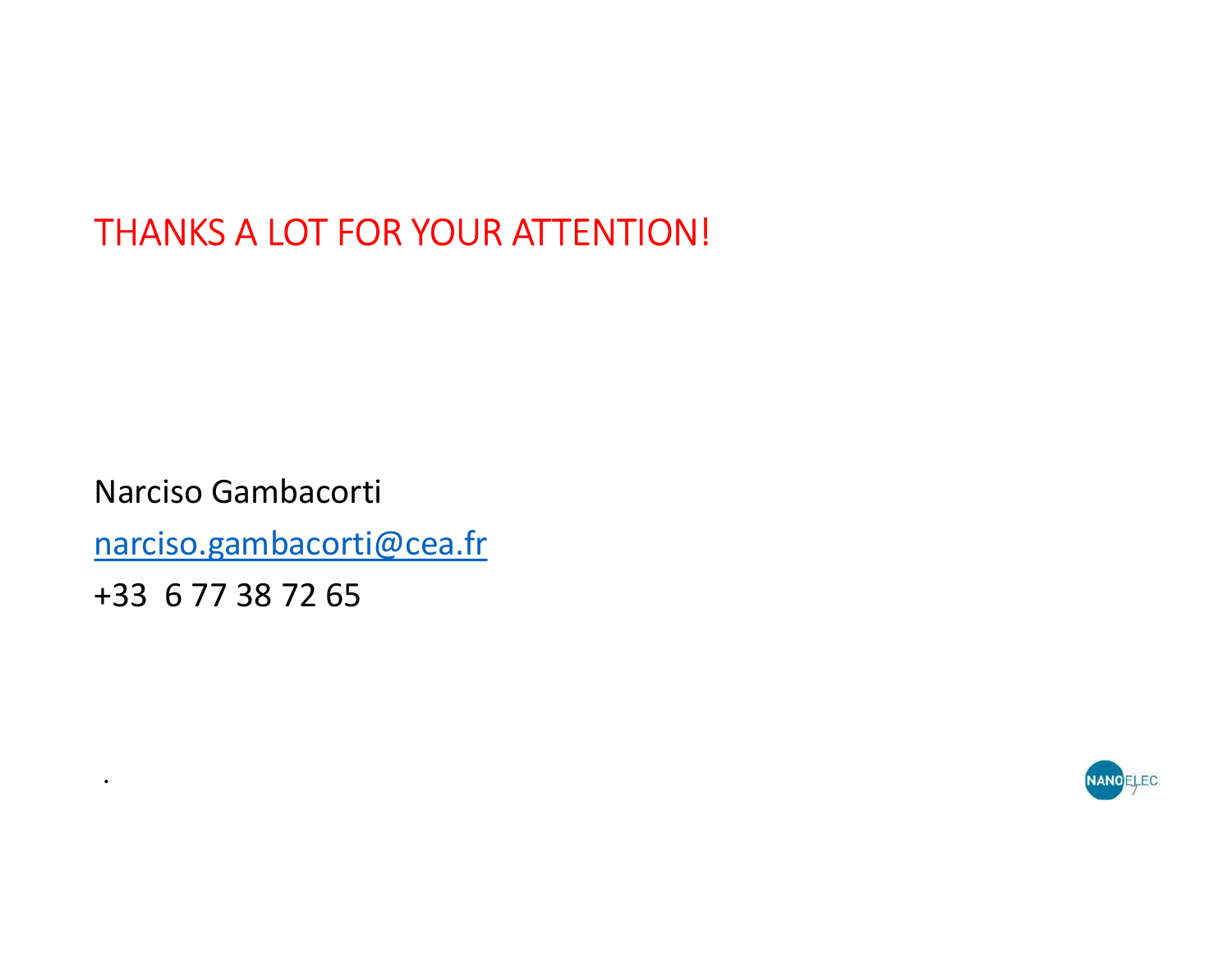THANKS A LOT FOR YOUR ATTENTION!

Narciso Gambacorti

narciso.gambacorti@cea.fr

+33  6 77 38 72 65

.